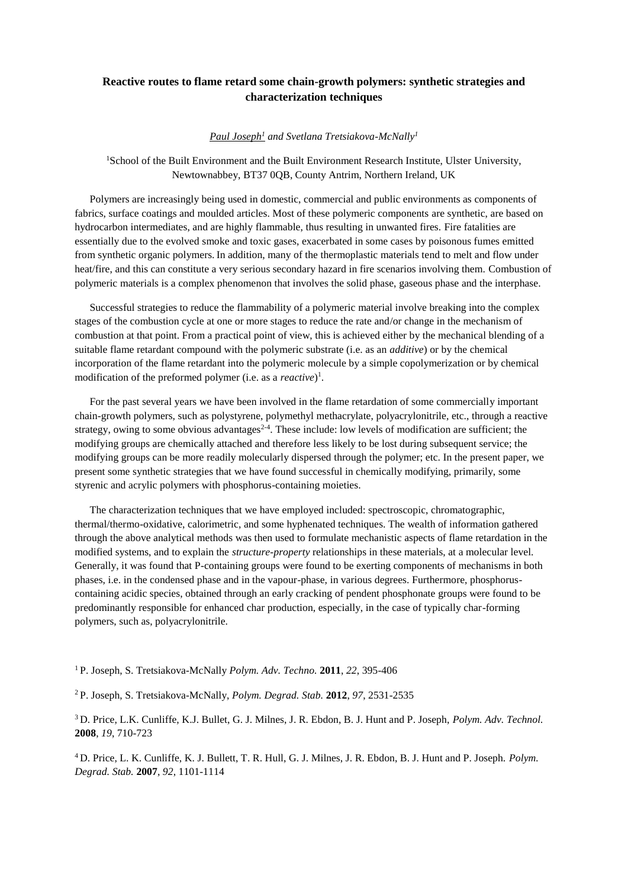# Reactive routes to flame retard some chain-growth polymers: synthetic strategies and characterization techniques

*Paul Joseph[1] and Svetlana Tretsiakova-McNally[1]*

[1]School of the Built Environment and the Built Environment Research Institute, Ulster University, Newtownabbey, BT37 0QB, County Antrim, Northern Ireland, UK

Polymers are increasingly being used in domestic, commercial and public environments as components of fabrics, surface coatings and moulded articles. Most of these polymeric components are synthetic, are based on hydrocarbon intermediates, and are highly flammable, thus resulting in unwanted fires. Fire fatalities are essentially due to the evolved smoke and toxic gases, exacerbated in some cases by poisonous fumes emitted from synthetic organic polymers. In addition, many of the thermoplastic materials tend to melt and flow under heat/fire, and this can constitute a very serious secondary hazard in fire scenarios involving them. Combustion of polymeric materials is a complex phenomenon that involves the solid phase, gaseous phase and the interphase.

Successful strategies to reduce the flammability of a polymeric material involve breaking into the complex stages of the combustion cycle at one or more stages to reduce the rate and/or change in the mechanism of combustion at that point. From a practical point of view, this is achieved either by the mechanical blending of a suitable flame retardant compound with the polymeric substrate (i.e. as an *additive*) or by the chemical incorporation of the flame retardant into the polymeric molecule by a simple copolymerization or by chemical modification of the preformed polymer (i.e. as a *reactive*)[1].

For the past several years we have been involved in the flame retardation of some commercially important chain-growth polymers, such as polystyrene, polymethyl methacrylate, polyacrylonitrile, etc., through a reactive strategy, owing to some obvious advantages[2-4]. These include: low levels of modification are sufficient; the modifying groups are chemically attached and therefore less likely to be lost during subsequent service; the modifying groups can be more readily molecularly dispersed through the polymer; etc. In the present paper, we present some synthetic strategies that we have found successful in chemically modifying, primarily, some styrenic and acrylic polymers with phosphorus-containing moieties.

The characterization techniques that we have employed included: spectroscopic, chromatographic, thermal/thermo-oxidative, calorimetric, and some hyphenated techniques. The wealth of information gathered through the above analytical methods was then used to formulate mechanistic aspects of flame retardation in the modified systems, and to explain the *structure-property* relationships in these materials, at a molecular level. Generally, it was found that P-containing groups were found to be exerting components of mechanisms in both phases, i.e. in the condensed phase and in the vapour-phase, in various degrees. Furthermore, phosphorus-containing acidic species, obtained through an early cracking of pendent phosphonate groups were found to be predominantly responsible for enhanced char production, especially, in the case of typically char-forming polymers, such as, polyacrylonitrile.

[1] P. Joseph, S. Tretsiakova-McNally *Polym. Adv. Techno.* **2011**, *22*, 395-406

[2] P. Joseph, S. Tretsiakova-McNally, *Polym. Degrad. Stab.* **2012**, *97*, 2531-2535

[3] D. Price, L.K. Cunliffe, K.J. Bullet, G. J. Milnes, J. R. Ebdon, B. J. Hunt and P. Joseph, *Polym. Adv. Technol.* **2008**, *19*, 710-723

[4] D. Price, L. K. Cunliffe, K. J. Bullett, T. R. Hull, G. J. Milnes, J. R. Ebdon, B. J. Hunt and P. Joseph. *Polym. Degrad. Stab.* **2007**, *92*, 1101-1114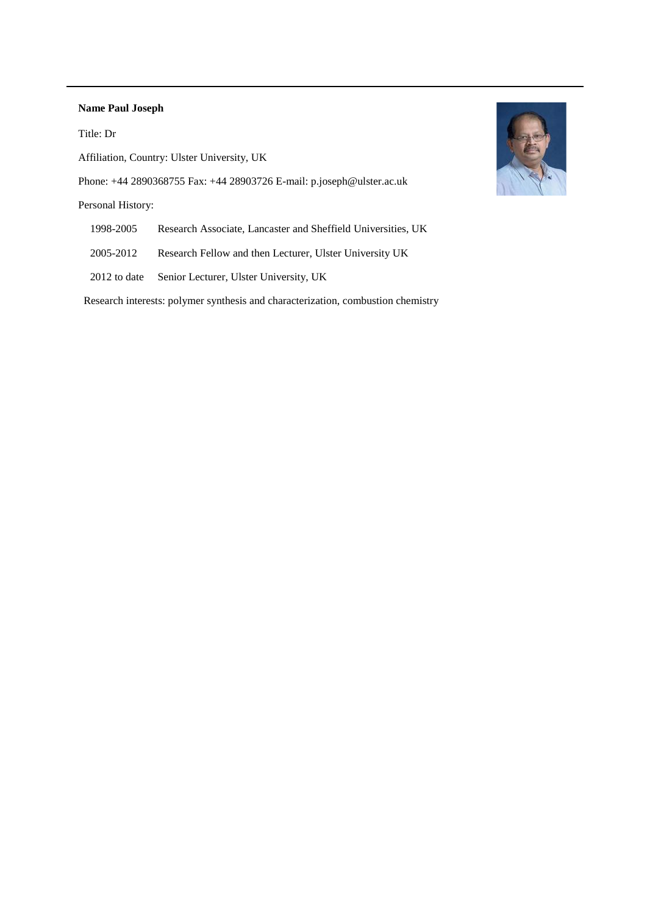**Name Paul Joseph**

Title: Dr

Affiliation, Country: Ulster University, UK

Phone: +44 2890368755 Fax: +44 28903726 E-mail: p.joseph@ulster.ac.uk

Personal History:

| | |
|---|---|
| 1998-2005 | Research Associate, Lancaster and Sheffield Universities, UK |
| 2005-2012 | Research Fellow and then Lecturer, Ulster University UK |
| 2012 to date | Senior Lecturer, Ulster University, UK |

Research interests: polymer synthesis and characterization, combustion chemistry